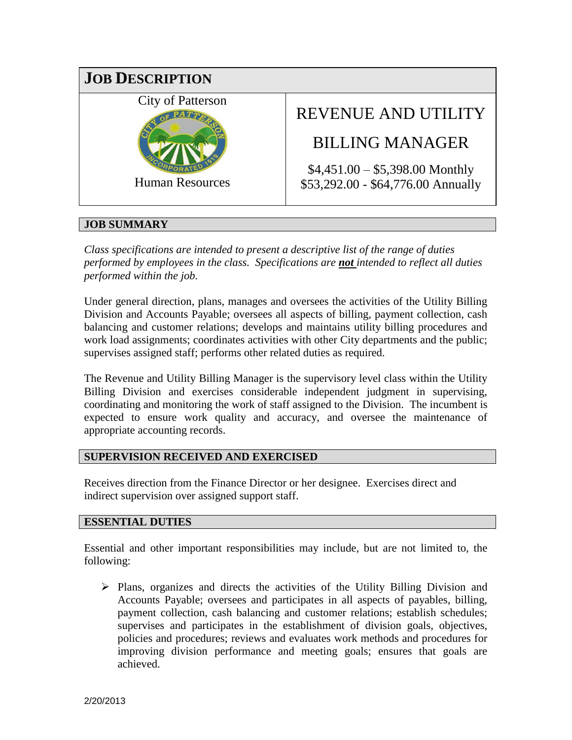# JOB DESCRIPTION

City of Patterson

Human Resources

## REVENUE AND UTILITY BILLING MANAGER

$4,451.00 – $5,398.00 Monthly
$53,292.00 - $64,776.00 Annually

### JOB SUMMARY

*Class specifications are intended to present a descriptive list of the range of duties performed by employees in the class. Specifications are **not** intended to reflect all duties performed within the job.*

Under general direction, plans, manages and oversees the activities of the Utility Billing Division and Accounts Payable; oversees all aspects of billing, payment collection, cash balancing and customer relations; develops and maintains utility billing procedures and work load assignments; coordinates activities with other City departments and the public; supervises assigned staff; performs other related duties as required.

The Revenue and Utility Billing Manager is the supervisory level class within the Utility Billing Division and exercises considerable independent judgment in supervising, coordinating and monitoring the work of staff assigned to the Division. The incumbent is expected to ensure work quality and accuracy, and oversee the maintenance of appropriate accounting records.

### SUPERVISION RECEIVED AND EXERCISED

Receives direction from the Finance Director or her designee. Exercises direct and indirect supervision over assigned support staff.

### ESSENTIAL DUTIES

Essential and other important responsibilities may include, but are not limited to, the following:

- Plans, organizes and directs the activities of the Utility Billing Division and Accounts Payable; oversees and participates in all aspects of payables, billing, payment collection, cash balancing and customer relations; establish schedules; supervises and participates in the establishment of division goals, objectives, policies and procedures; reviews and evaluates work methods and procedures for improving division performance and meeting goals; ensures that goals are achieved.

2/20/2013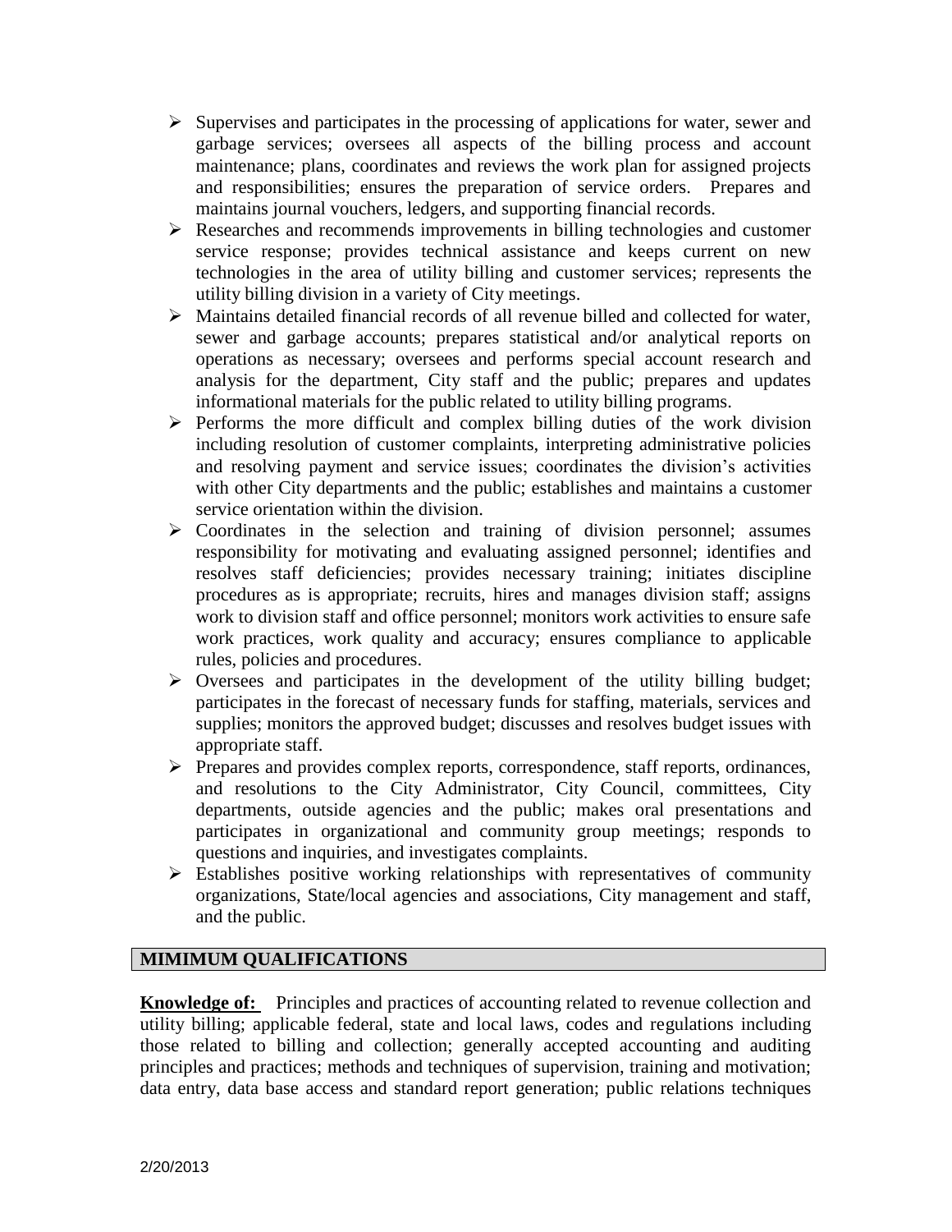- Supervises and participates in the processing of applications for water, sewer and garbage services; oversees all aspects of the billing process and account maintenance; plans, coordinates and reviews the work plan for assigned projects and responsibilities; ensures the preparation of service orders. Prepares and maintains journal vouchers, ledgers, and supporting financial records.
- Researches and recommends improvements in billing technologies and customer service response; provides technical assistance and keeps current on new technologies in the area of utility billing and customer services; represents the utility billing division in a variety of City meetings.
- Maintains detailed financial records of all revenue billed and collected for water, sewer and garbage accounts; prepares statistical and/or analytical reports on operations as necessary; oversees and performs special account research and analysis for the department, City staff and the public; prepares and updates informational materials for the public related to utility billing programs.
- Performs the more difficult and complex billing duties of the work division including resolution of customer complaints, interpreting administrative policies and resolving payment and service issues; coordinates the division's activities with other City departments and the public; establishes and maintains a customer service orientation within the division.
- Coordinates in the selection and training of division personnel; assumes responsibility for motivating and evaluating assigned personnel; identifies and resolves staff deficiencies; provides necessary training; initiates discipline procedures as is appropriate; recruits, hires and manages division staff; assigns work to division staff and office personnel; monitors work activities to ensure safe work practices, work quality and accuracy; ensures compliance to applicable rules, policies and procedures.
- Oversees and participates in the development of the utility billing budget; participates in the forecast of necessary funds for staffing, materials, services and supplies; monitors the approved budget; discusses and resolves budget issues with appropriate staff.
- Prepares and provides complex reports, correspondence, staff reports, ordinances, and resolutions to the City Administrator, City Council, committees, City departments, outside agencies and the public; makes oral presentations and participates in organizational and community group meetings; responds to questions and inquiries, and investigates complaints.
- Establishes positive working relationships with representatives of community organizations, State/local agencies and associations, City management and staff, and the public.

## MIMIMUM QUALIFICATIONS

**Knowledge of:** Principles and practices of accounting related to revenue collection and utility billing; applicable federal, state and local laws, codes and regulations including those related to billing and collection; generally accepted accounting and auditing principles and practices; methods and techniques of supervision, training and motivation; data entry, data base access and standard report generation; public relations techniques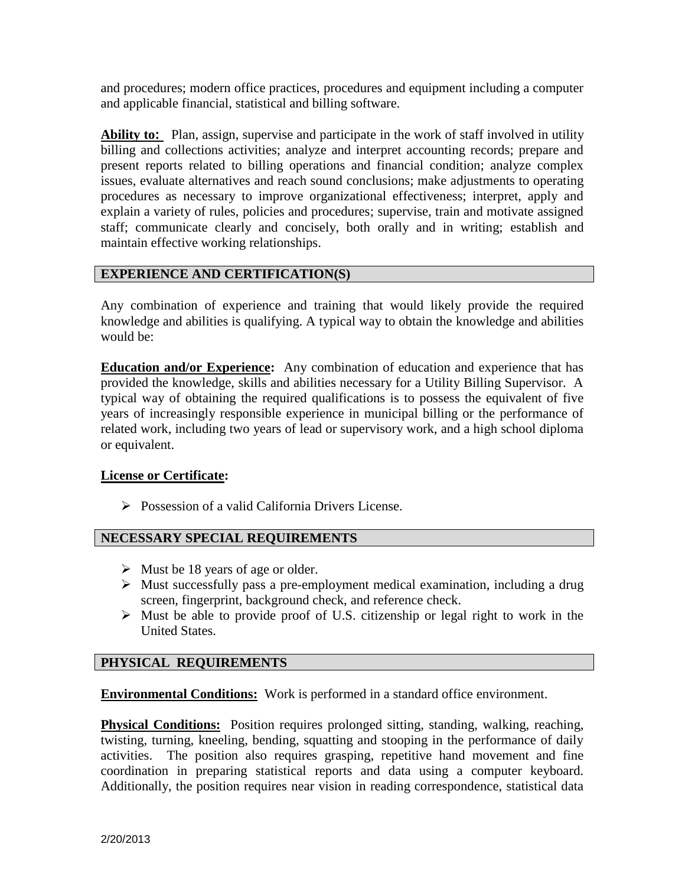and procedures; modern office practices, procedures and equipment including a computer and applicable financial, statistical and billing software.

**Ability to:** Plan, assign, supervise and participate in the work of staff involved in utility billing and collections activities; analyze and interpret accounting records; prepare and present reports related to billing operations and financial condition; analyze complex issues, evaluate alternatives and reach sound conclusions; make adjustments to operating procedures as necessary to improve organizational effectiveness; interpret, apply and explain a variety of rules, policies and procedures; supervise, train and motivate assigned staff; communicate clearly and concisely, both orally and in writing; establish and maintain effective working relationships.

## EXPERIENCE AND CERTIFICATION(S)

Any combination of experience and training that would likely provide the required knowledge and abilities is qualifying. A typical way to obtain the knowledge and abilities would be:

**Education and/or Experience:** Any combination of education and experience that has provided the knowledge, skills and abilities necessary for a Utility Billing Supervisor. A typical way of obtaining the required qualifications is to possess the equivalent of five years of increasingly responsible experience in municipal billing or the performance of related work, including two years of lead or supervisory work, and a high school diploma or equivalent.

**License or Certificate:**

- Possession of a valid California Drivers License.

## NECESSARY SPECIAL REQUIREMENTS

- Must be 18 years of age or older.
- Must successfully pass a pre-employment medical examination, including a drug screen, fingerprint, background check, and reference check.
- Must be able to provide proof of U.S. citizenship or legal right to work in the United States.

## PHYSICAL REQUIREMENTS

**Environmental Conditions:** Work is performed in a standard office environment.

**Physical Conditions:** Position requires prolonged sitting, standing, walking, reaching, twisting, turning, kneeling, bending, squatting and stooping in the performance of daily activities. The position also requires grasping, repetitive hand movement and fine coordination in preparing statistical reports and data using a computer keyboard. Additionally, the position requires near vision in reading correspondence, statistical data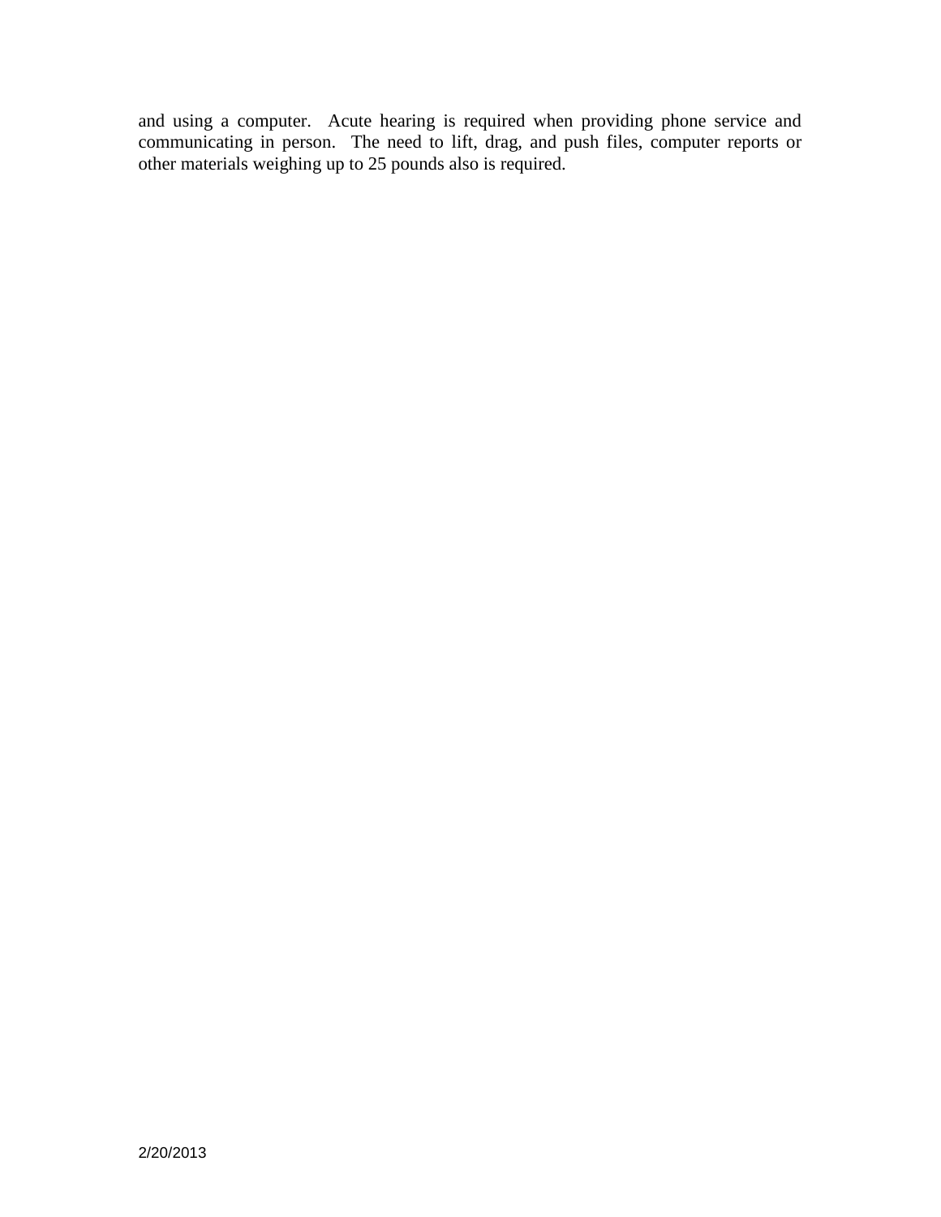and using a computer. Acute hearing is required when providing phone service and communicating in person. The need to lift, drag, and push files, computer reports or other materials weighing up to 25 pounds also is required.